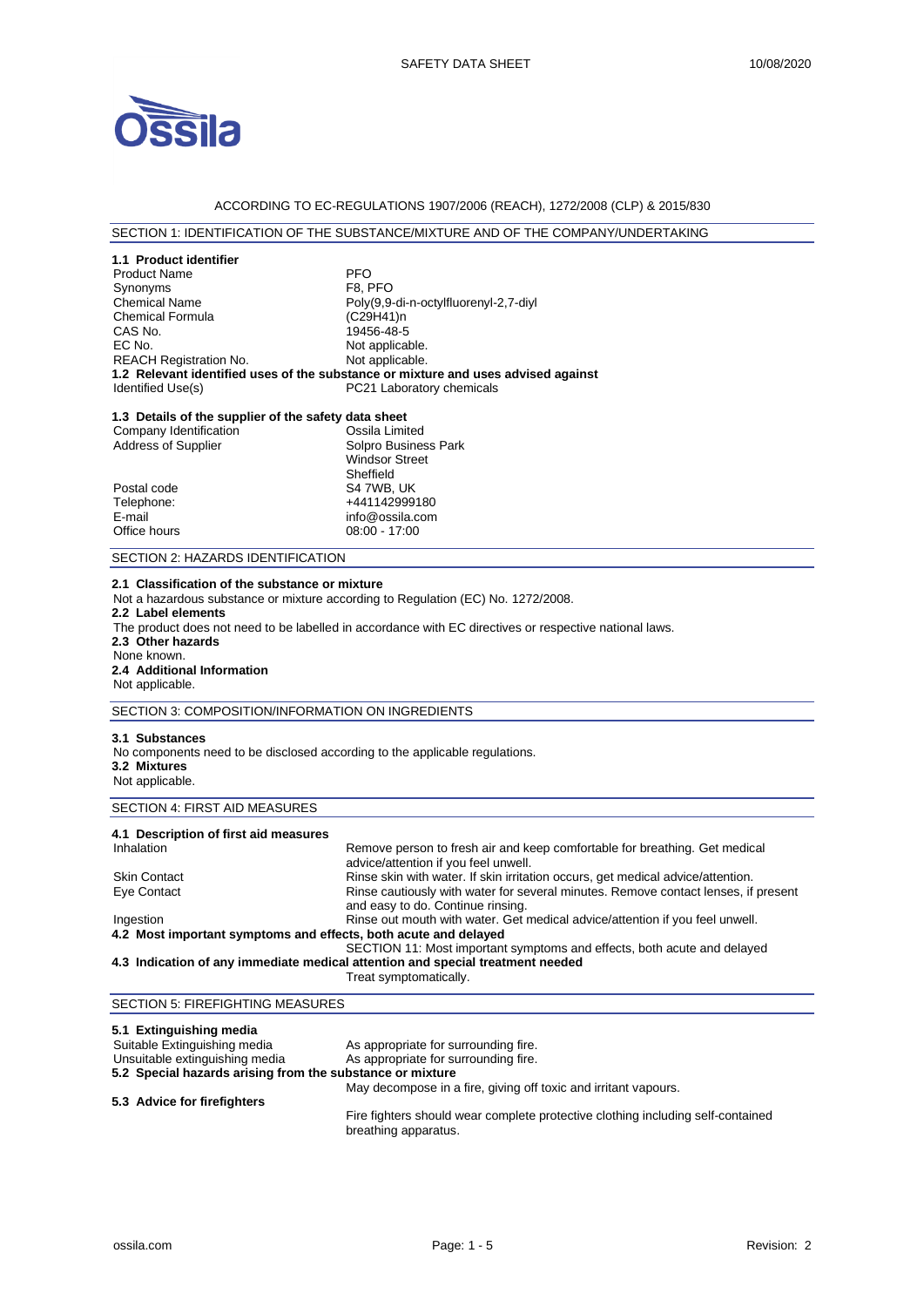ACCORDING TO EC-REGULATIONS 1907/2006 (REACH), 1272/2008 (CLP) & 2015/830

## SECTION 1: IDENTIFICATION OF THE SUBSTANCE/MIXTURE AND OF THE COMPANY/UNDERTAKING

### 1.1 Product identifier

| | |
|---|---|
| Product Name | PFO |
| Synonyms | F8, PFO |
| Chemical Name | Poly(9,9-di-n-octylfluorenyl-2,7-diyl |
| Chemical Formula | $(C_{29}H_{41})_n$ |
| CAS No. | 19456-48-5 |
| EC No. | Not applicable. |
| REACH Registration No. | Not applicable. |

### 1.2 Relevant identified uses of the substance or mixture and uses advised against

| | |
|---|---|
| Identified Use(s) | PC21 Laboratory chemicals |

### 1.3 Details of the supplier of the safety data sheet

| | |
|---|---|
| Company Identification | Ossila Limited |
| Address of Supplier | Solpro Business Park<br>Windsor Street<br>Sheffield |
| Postal code | S4 7WB, UK |
| Telephone: | +441142999180 |
| E-mail | info@ossila.com |
| Office hours | 08:00 - 17:00 |

## SECTION 2: HAZARDS IDENTIFICATION

### 2.1 Classification of the substance or mixture

Not a hazardous substance or mixture according to Regulation (EC) No. 1272/2008.

### 2.2 Label elements

The product does not need to be labelled in accordance with EC directives or respective national laws.

### 2.3 Other hazards

None known.

### 2.4 Additional Information

Not applicable.

## SECTION 3: COMPOSITION/INFORMATION ON INGREDIENTS

### 3.1 Substances

No components need to be disclosed according to the applicable regulations.

### 3.2 Mixtures

Not applicable.

## SECTION 4: FIRST AID MEASURES

### 4.1 Description of first aid measures

| | |
|---|---|
| Inhalation | Remove person to fresh air and keep comfortable for breathing. Get medical advice/attention if you feel unwell. |
| Skin Contact | Rinse skin with water. If skin irritation occurs, get medical advice/attention. |
| Eye Contact | Rinse cautiously with water for several minutes. Remove contact lenses, if present and easy to do. Continue rinsing. |
| Ingestion | Rinse out mouth with water. Get medical advice/attention if you feel unwell. |

### 4.2 Most important symptoms and effects, both acute and delayed

SECTION 11: Most important symptoms and effects, both acute and delayed

### 4.3 Indication of any immediate medical attention and special treatment needed

Treat symptomatically.

## SECTION 5: FIREFIGHTING MEASURES

### 5.1 Extinguishing media

| | |
|---|---|
| Suitable Extinguishing media | As appropriate for surrounding fire. |
| Unsuitable extinguishing media | As appropriate for surrounding fire. |

### 5.2 Special hazards arising from the substance or mixture

May decompose in a fire, giving off toxic and irritant vapours.

### 5.3 Advice for firefighters

Fire fighters should wear complete protective clothing including self-contained breathing apparatus.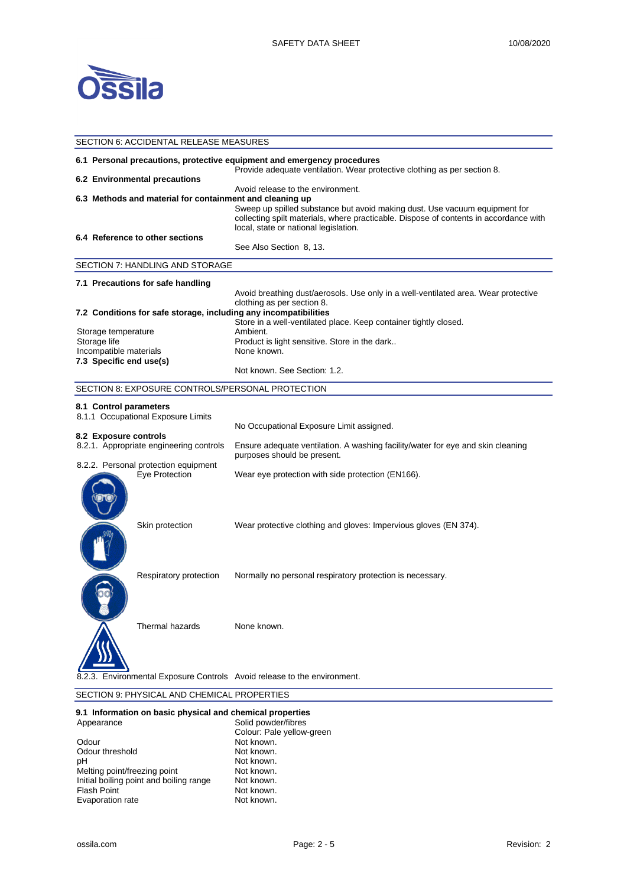## SECTION 6: ACCIDENTAL RELEASE MEASURES

**6.1 Personal precautions, protective equipment and emergency procedures**

Provide adequate ventilation. Wear protective clothing as per section 8.

**6.2 Environmental precautions**

Avoid release to the environment.

**6.3 Methods and material for containment and cleaning up**

Sweep up spilled substance but avoid making dust. Use vacuum equipment for collecting spilt materials, where practicable. Dispose of contents in accordance with local, state or national legislation.

**6.4 Reference to other sections**

See Also Section 8, 13.

## SECTION 7: HANDLING AND STORAGE

**7.1 Precautions for safe handling**

Avoid breathing dust/aerosols. Use only in a well-ventilated area. Wear protective clothing as per section 8.

**7.2 Conditions for safe storage, including any incompatibilities**

Store in a well-ventilated place. Keep container tightly closed.

| | |
|---|---|
| Storage temperature | Ambient. |
| Storage life | Product is light sensitive. Store in the dark.. |
| Incompatible materials | None known. |

**7.3 Specific end use(s)**

Not known. See Section: 1.2.

## SECTION 8: EXPOSURE CONTROLS/PERSONAL PROTECTION

**8.1 Control parameters**

8.1.1 Occupational Exposure Limits

No Occupational Exposure Limit assigned.

**8.2 Exposure controls**

8.2.1. Appropriate engineering controls: Ensure adequate ventilation. A washing facility/water for eye and skin cleaning purposes should be present.

8.2.2. Personal protection equipment

| | |
|---|---|
| Eye Protection | Wear eye protection with side protection (EN166). |
| Skin protection | Wear protective clothing and gloves: Impervious gloves (EN 374). |
| Respiratory protection | Normally no personal respiratory protection is necessary. |
| Thermal hazards | None known. |

8.2.3. Environmental Exposure Controls: Avoid release to the environment.

## SECTION 9: PHYSICAL AND CHEMICAL PROPERTIES

**9.1 Information on basic physical and chemical properties**

| | |
|---|---|
| Appearance | Solid powder/fibres<br>Colour: Pale yellow-green |
| Odour | Not known. |
| Odour threshold | Not known. |
| pH | Not known. |
| Melting point/freezing point | Not known. |
| Initial boiling point and boiling range | Not known. |
| Flash Point | Not known. |
| Evaporation rate | Not known. |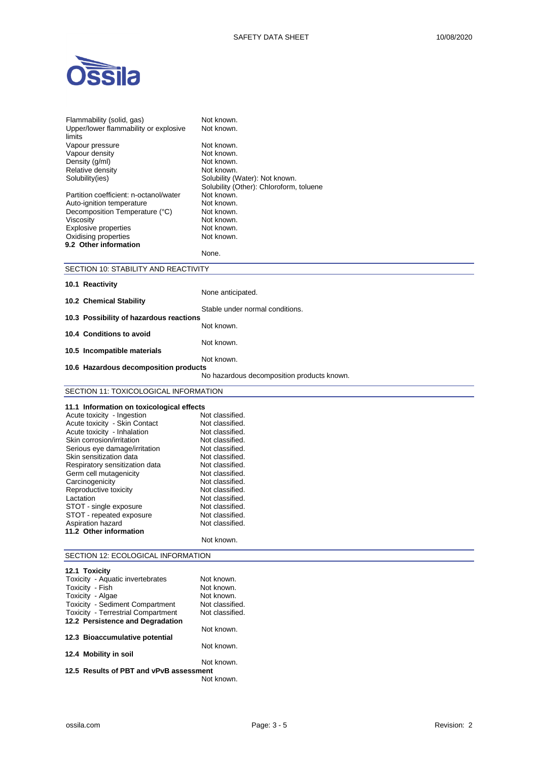| | |
|---|---|
| Flammability (solid, gas) | Not known. |
| Upper/lower flammability or explosive limits | Not known. |
| Vapour pressure | Not known. |
| Vapour density | Not known. |
| Density (g/ml) | Not known. |
| Relative density | Not known. |
| Solubility(ies) | Solubility (Water): Not known. Solubility (Other): Chloroform, toluene |
| Partition coefficient: n-octanol/water | Not known. |
| Auto-ignition temperature | Not known. |
| Decomposition Temperature (°C) | Not known. |
| Viscosity | Not known. |
| Explosive properties | Not known. |
| Oxidising properties | Not known. |

**9.2 Other information**

None.

## SECTION 10: STABILITY AND REACTIVITY

**10.1 Reactivity**

None anticipated.

**10.2 Chemical Stability**

Stable under normal conditions.

**10.3 Possibility of hazardous reactions**

Not known.

**10.4 Conditions to avoid**

Not known.

**10.5 Incompatible materials**

Not known.

**10.6 Hazardous decomposition products**

No hazardous decomposition products known.

## SECTION 11: TOXICOLOGICAL INFORMATION

**11.1 Information on toxicological effects**

| | |
|---|---|
| Acute toxicity - Ingestion | Not classified. |
| Acute toxicity - Skin Contact | Not classified. |
| Acute toxicity - Inhalation | Not classified. |
| Skin corrosion/irritation | Not classified. |
| Serious eye damage/irritation | Not classified. |
| Skin sensitization data | Not classified. |
| Respiratory sensitization data | Not classified. |
| Germ cell mutagenicity | Not classified. |
| Carcinogenicity | Not classified. |
| Reproductive toxicity | Not classified. |
| Lactation | Not classified. |
| STOT - single exposure | Not classified. |
| STOT - repeated exposure | Not classified. |
| Aspiration hazard | Not classified. |

**11.2 Other information**

Not known.

## SECTION 12: ECOLOGICAL INFORMATION

**12.1 Toxicity**

| | |
|---|---|
| Toxicity - Aquatic invertebrates | Not known. |
| Toxicity - Fish | Not known. |
| Toxicity - Algae | Not known. |
| Toxicity - Sediment Compartment | Not classified. |
| Toxicity - Terrestrial Compartment | Not classified. |

**12.2 Persistence and Degradation**

Not known.

**12.3 Bioaccumulative potential**

Not known.

**12.4 Mobility in soil**

Not known.

**12.5 Results of PBT and vPvB assessment**

Not known.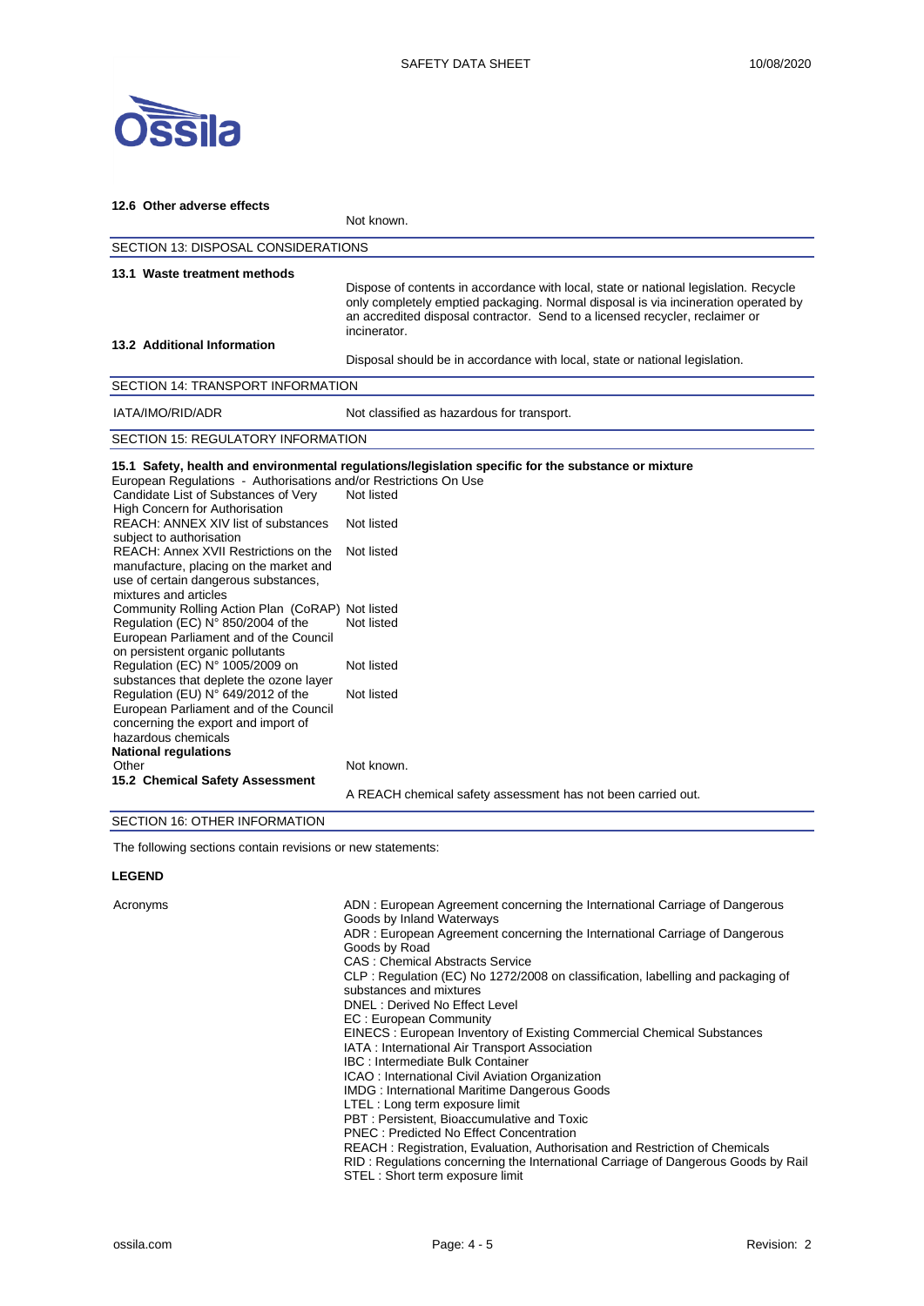### 12.6 Other adverse effects

Not known.

## SECTION 13: DISPOSAL CONSIDERATIONS

### 13.1 Waste treatment methods

Dispose of contents in accordance with local, state or national legislation. Recycle only completely emptied packaging. Normal disposal is via incineration operated by an accredited disposal contractor. Send to a licensed recycler, reclaimer or incinerator.

### 13.2 Additional Information

Disposal should be in accordance with local, state or national legislation.

## SECTION 14: TRANSPORT INFORMATION

| | |
|---|---|
| IATA/IMO/RID/ADR | Not classified as hazardous for transport. |

## SECTION 15: REGULATORY INFORMATION

### 15.1 Safety, health and environmental regulations/legislation specific for the substance or mixture

European Regulations - Authorisations and/or Restrictions On Use

| | |
|---|---|
| Candidate List of Substances of Very High Concern for Authorisation | Not listed |
| REACH: ANNEX XIV list of substances subject to authorisation | Not listed |
| REACH: Annex XVII Restrictions on the manufacture, placing on the market and use of certain dangerous substances, mixtures and articles | Not listed |
| Community Rolling Action Plan (CoRAP) | Not listed |
| Regulation (EC) N° 850/2004 of the European Parliament and of the Council on persistent organic pollutants | Not listed |
| Regulation (EC) N° 1005/2009 on substances that deplete the ozone layer | Not listed |
| Regulation (EU) N° 649/2012 of the European Parliament and of the Council concerning the export and import of hazardous chemicals | Not listed |

**National regulations**

| | |
|---|---|
| Other | Not known. |

### 15.2 Chemical Safety Assessment

A REACH chemical safety assessment has not been carried out.

## SECTION 16: OTHER INFORMATION

The following sections contain revisions or new statements:

**LEGEND**

Acronyms

ADN : European Agreement concerning the International Carriage of Dangerous Goods by Inland Waterways
ADR : European Agreement concerning the International Carriage of Dangerous Goods by Road
CAS : Chemical Abstracts Service
CLP : Regulation (EC) No 1272/2008 on classification, labelling and packaging of substances and mixtures
DNEL : Derived No Effect Level
EC : European Community
EINECS : European Inventory of Existing Commercial Chemical Substances
IATA : International Air Transport Association
IBC : Intermediate Bulk Container
ICAO : International Civil Aviation Organization
IMDG : International Maritime Dangerous Goods
LTEL : Long term exposure limit
PBT : Persistent, Bioaccumulative and Toxic
PNEC : Predicted No Effect Concentration
REACH : Registration, Evaluation, Authorisation and Restriction of Chemicals
RID : Regulations concerning the International Carriage of Dangerous Goods by Rail
STEL : Short term exposure limit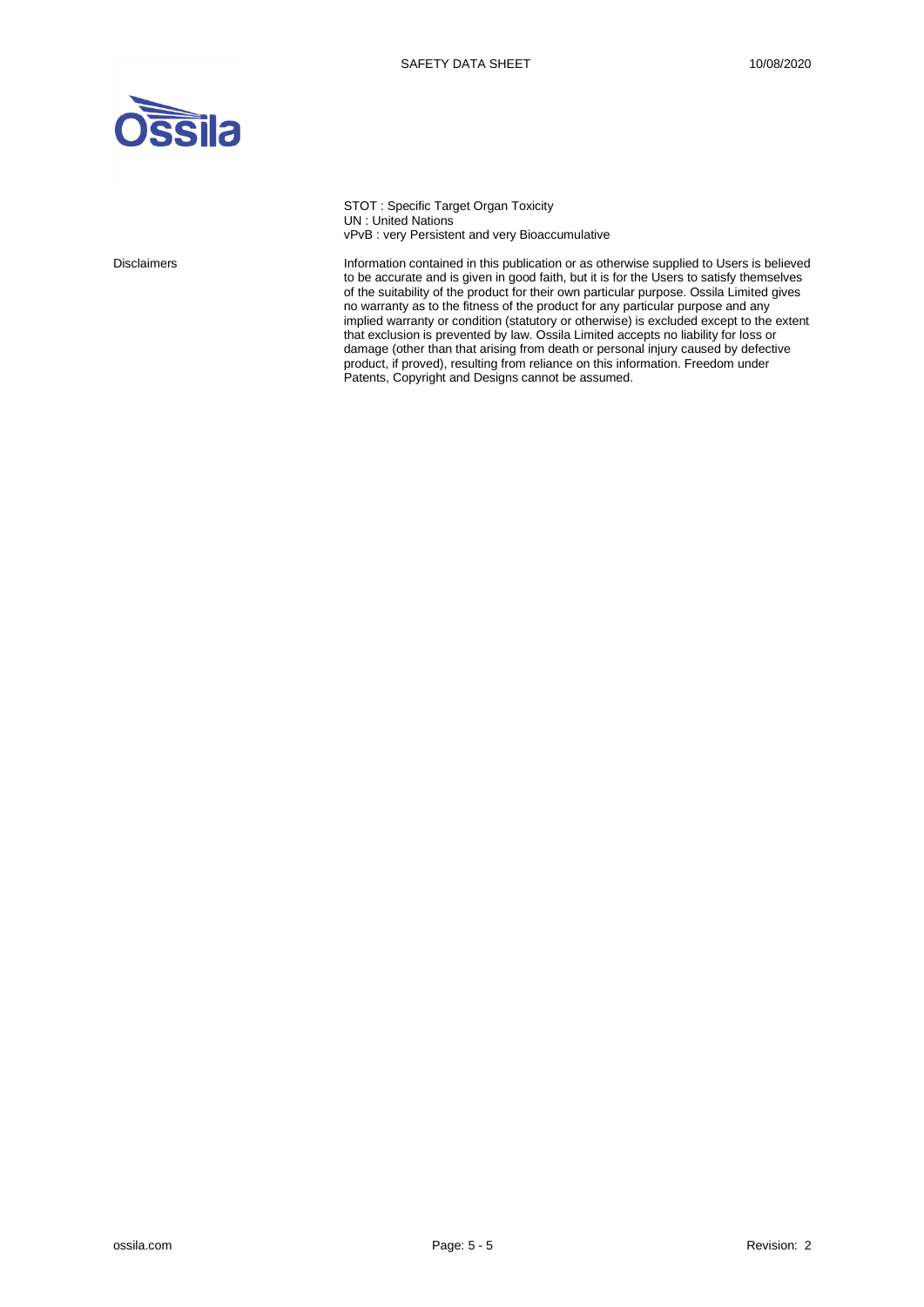STOT : Specific Target Organ Toxicity
UN : United Nations
vPvB : very Persistent and very Bioaccumulative

Disclaimers

Information contained in this publication or as otherwise supplied to Users is believed to be accurate and is given in good faith, but it is for the Users to satisfy themselves of the suitability of the product for their own particular purpose. Ossila Limited gives no warranty as to the fitness of the product for any particular purpose and any implied warranty or condition (statutory or otherwise) is excluded except to the extent that exclusion is prevented by law. Ossila Limited accepts no liability for loss or damage (other than that arising from death or personal injury caused by defective product, if proved), resulting from reliance on this information. Freedom under Patents, Copyright and Designs cannot be assumed.